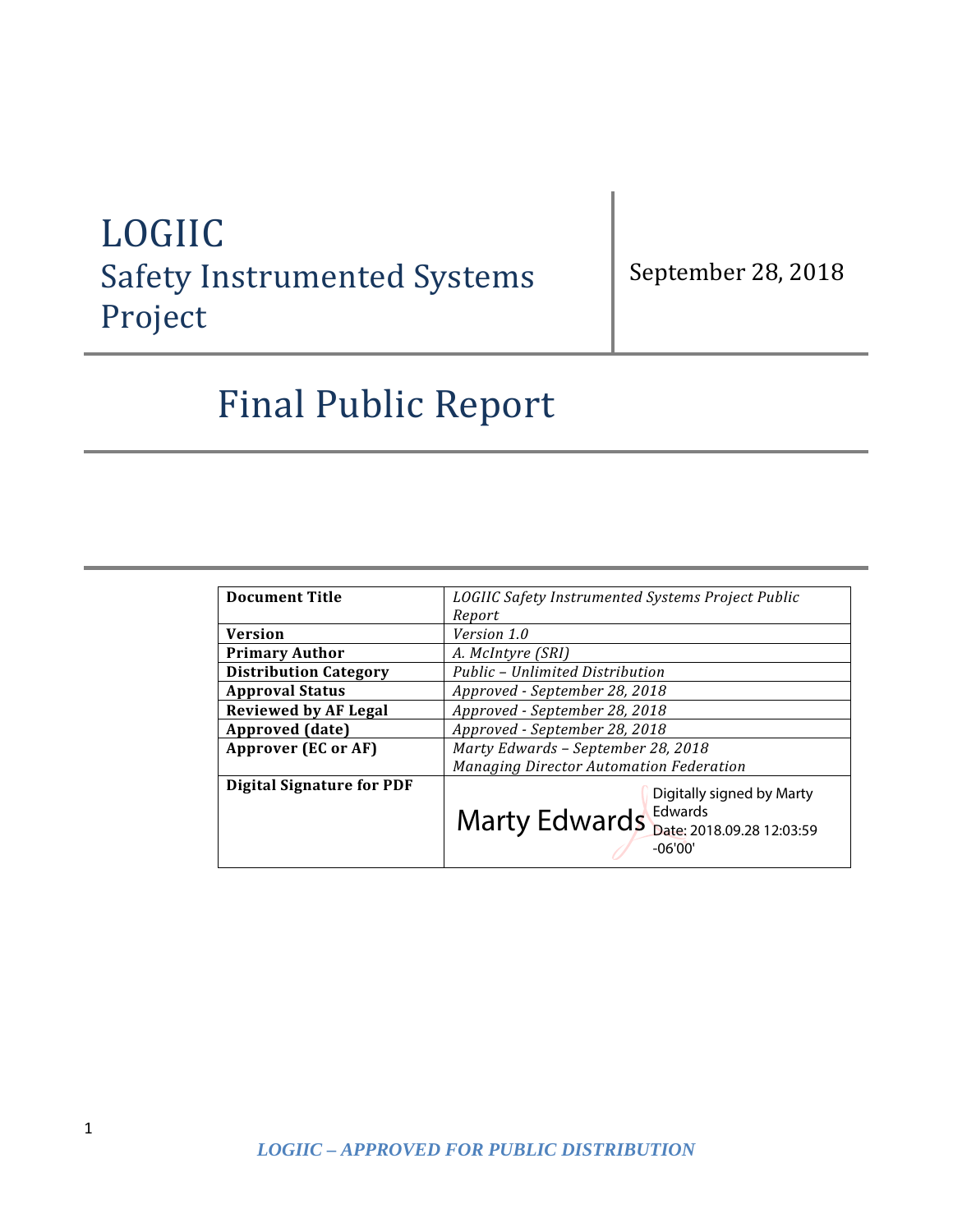# LOGIIC

## Safety Instrumented Systems Project

September 28, 2018

# Final Public Report

| **Document Title** | *LOGIIC Safety Instrumented Systems Project Public Report* |
|---|---|
| **Version** | *Version 1.0* |
| **Primary Author** | *A. McIntyre (SRI)* |
| **Distribution Category** | *Public – Unlimited Distribution* |
| **Approval Status** | *Approved - September 28, 2018* |
| **Reviewed by AF Legal** | *Approved - September 28, 2018* |
| **Approved (date)** | *Approved - September 28, 2018* |
| **Approver (EC or AF)** | *Marty Edwards – September 28, 2018*<br>*Managing Director Automation Federation* |
| **Digital Signature for PDF** | Marty Edwards Digitally signed by Marty Edwards Date: 2018.09.28 12:03:59 -06'00' |

*LOGIIC – APPROVED FOR PUBLIC DISTRIBUTION*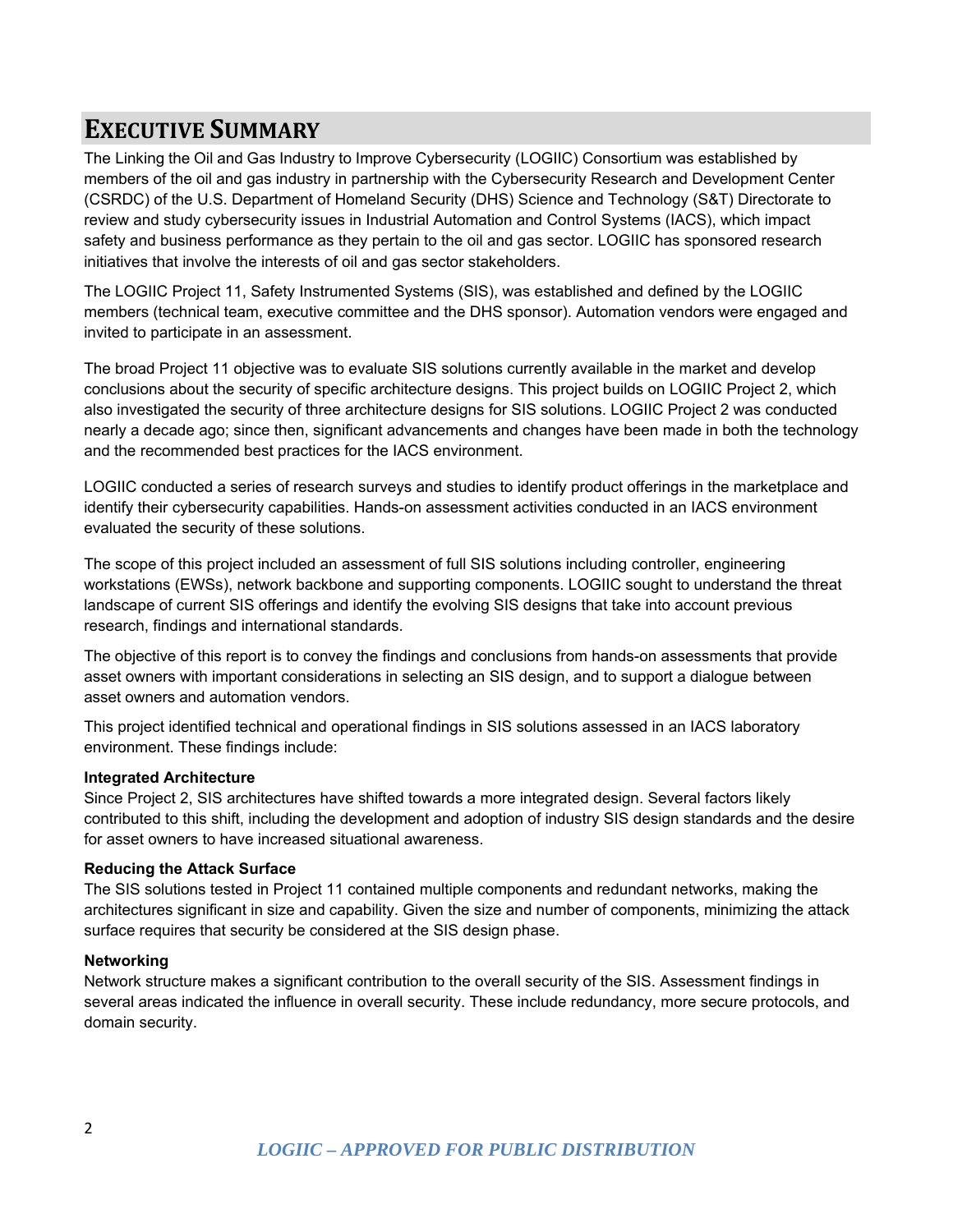# EXECUTIVE SUMMARY

The Linking the Oil and Gas Industry to Improve Cybersecurity (LOGIIC) Consortium was established by members of the oil and gas industry in partnership with the Cybersecurity Research and Development Center (CSRDC) of the U.S. Department of Homeland Security (DHS) Science and Technology (S&T) Directorate to review and study cybersecurity issues in Industrial Automation and Control Systems (IACS), which impact safety and business performance as they pertain to the oil and gas sector. LOGIIC has sponsored research initiatives that involve the interests of oil and gas sector stakeholders.

The LOGIIC Project 11, Safety Instrumented Systems (SIS), was established and defined by the LOGIIC members (technical team, executive committee and the DHS sponsor). Automation vendors were engaged and invited to participate in an assessment.

The broad Project 11 objective was to evaluate SIS solutions currently available in the market and develop conclusions about the security of specific architecture designs. This project builds on LOGIIC Project 2, which also investigated the security of three architecture designs for SIS solutions. LOGIIC Project 2 was conducted nearly a decade ago; since then, significant advancements and changes have been made in both the technology and the recommended best practices for the IACS environment.

LOGIIC conducted a series of research surveys and studies to identify product offerings in the marketplace and identify their cybersecurity capabilities. Hands-on assessment activities conducted in an IACS environment evaluated the security of these solutions.

The scope of this project included an assessment of full SIS solutions including controller, engineering workstations (EWSs), network backbone and supporting components. LOGIIC sought to understand the threat landscape of current SIS offerings and identify the evolving SIS designs that take into account previous research, findings and international standards.

The objective of this report is to convey the findings and conclusions from hands-on assessments that provide asset owners with important considerations in selecting an SIS design, and to support a dialogue between asset owners and automation vendors.

This project identified technical and operational findings in SIS solutions assessed in an IACS laboratory environment. These findings include:

**Integrated Architecture**

Since Project 2, SIS architectures have shifted towards a more integrated design. Several factors likely contributed to this shift, including the development and adoption of industry SIS design standards and the desire for asset owners to have increased situational awareness.

**Reducing the Attack Surface**

The SIS solutions tested in Project 11 contained multiple components and redundant networks, making the architectures significant in size and capability. Given the size and number of components, minimizing the attack surface requires that security be considered at the SIS design phase.

**Networking**

Network structure makes a significant contribution to the overall security of the SIS. Assessment findings in several areas indicated the influence in overall security. These include redundancy, more secure protocols, and domain security.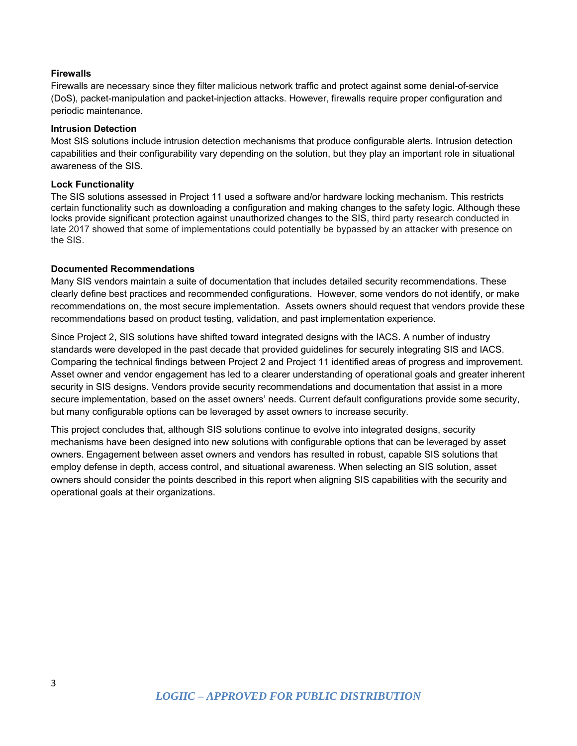**Firewalls**

Firewalls are necessary since they filter malicious network traffic and protect against some denial-of-service (DoS), packet-manipulation and packet-injection attacks. However, firewalls require proper configuration and periodic maintenance.

**Intrusion Detection**

Most SIS solutions include intrusion detection mechanisms that produce configurable alerts. Intrusion detection capabilities and their configurability vary depending on the solution, but they play an important role in situational awareness of the SIS.

**Lock Functionality**

The SIS solutions assessed in Project 11 used a software and/or hardware locking mechanism. This restricts certain functionality such as downloading a configuration and making changes to the safety logic. Although these locks provide significant protection against unauthorized changes to the SIS, third party research conducted in late 2017 showed that some of implementations could potentially be bypassed by an attacker with presence on the SIS.

**Documented Recommendations**

Many SIS vendors maintain a suite of documentation that includes detailed security recommendations. These clearly define best practices and recommended configurations. However, some vendors do not identify, or make recommendations on, the most secure implementation. Assets owners should request that vendors provide these recommendations based on product testing, validation, and past implementation experience.

Since Project 2, SIS solutions have shifted toward integrated designs with the IACS. A number of industry standards were developed in the past decade that provided guidelines for securely integrating SIS and IACS. Comparing the technical findings between Project 2 and Project 11 identified areas of progress and improvement. Asset owner and vendor engagement has led to a clearer understanding of operational goals and greater inherent security in SIS designs. Vendors provide security recommendations and documentation that assist in a more secure implementation, based on the asset owners' needs. Current default configurations provide some security, but many configurable options can be leveraged by asset owners to increase security.

This project concludes that, although SIS solutions continue to evolve into integrated designs, security mechanisms have been designed into new solutions with configurable options that can be leveraged by asset owners. Engagement between asset owners and vendors has resulted in robust, capable SIS solutions that employ defense in depth, access control, and situational awareness. When selecting an SIS solution, asset owners should consider the points described in this report when aligning SIS capabilities with the security and operational goals at their organizations.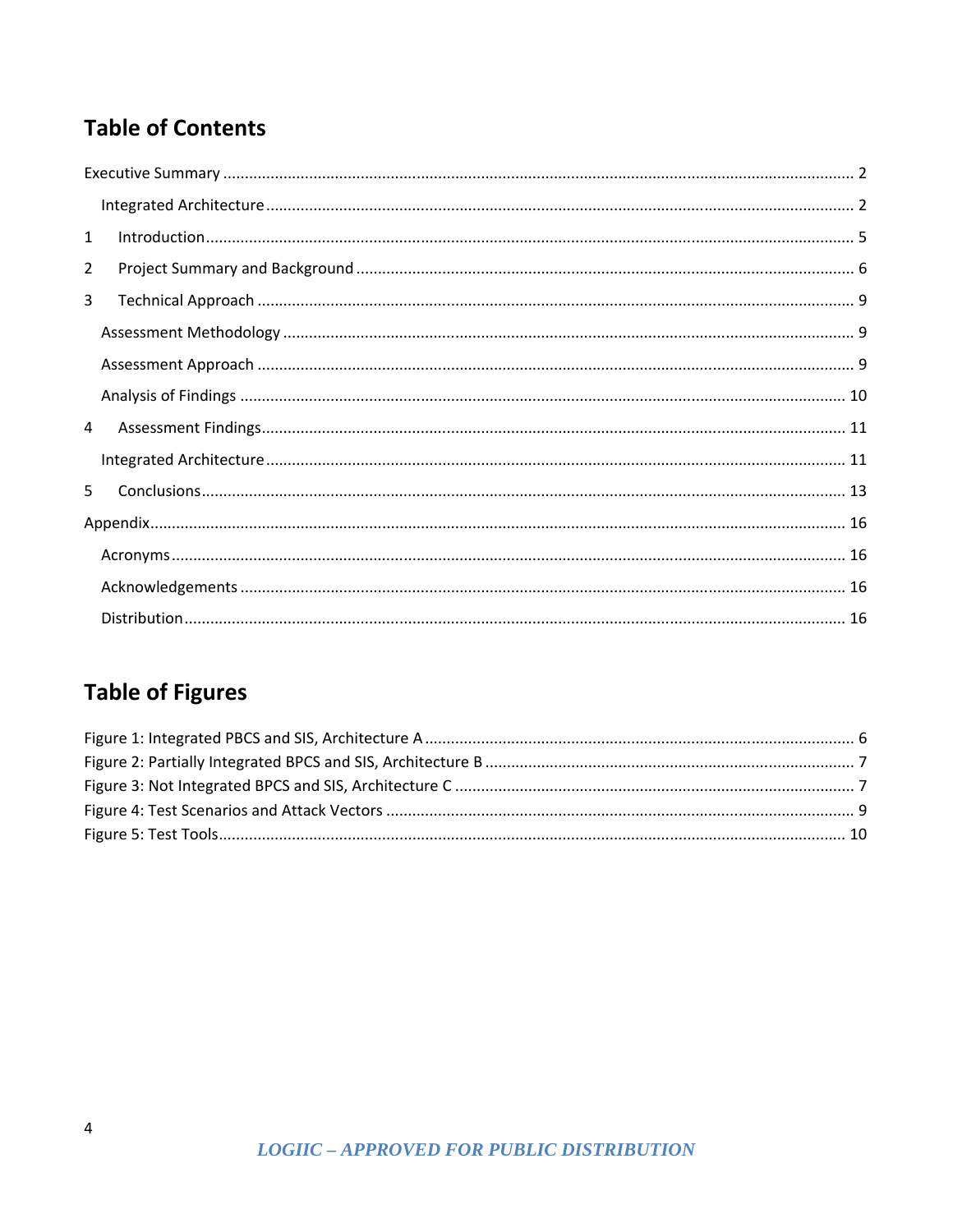## Table of Contents

Executive Summary ........................................................................................................ 2

  Integrated Architecture ................................................................................................ 2

1  Introduction ................................................................................................................ 5

2  Project Summary and Background ............................................................................ 6

3  Technical Approach .................................................................................................... 9

  Assessment Methodology ............................................................................................ 9

  Assessment Approach .................................................................................................. 9

  Analysis of Findings .................................................................................................... 10

4  Assessment Findings ................................................................................................. 11

  Integrated Architecture .............................................................................................. 11

5  Conclusions ............................................................................................................... 13

Appendix ....................................................................................................................... 16

  Acronyms .................................................................................................................... 16

  Acknowledgements .................................................................................................... 16

  Distribution ................................................................................................................. 16

## Table of Figures

Figure 1: Integrated PBCS and SIS, Architecture A ........................................................ 6

Figure 2: Partially Integrated BPCS and SIS, Architecture B .......................................... 7

Figure 3: Not Integrated BPCS and SIS, Architecture C ................................................. 7

Figure 4: Test Scenarios and Attack Vectors .................................................................. 9

Figure 5: Test Tools ....................................................................................................... 10

*LOGIIC – APPROVED FOR PUBLIC DISTRIBUTION*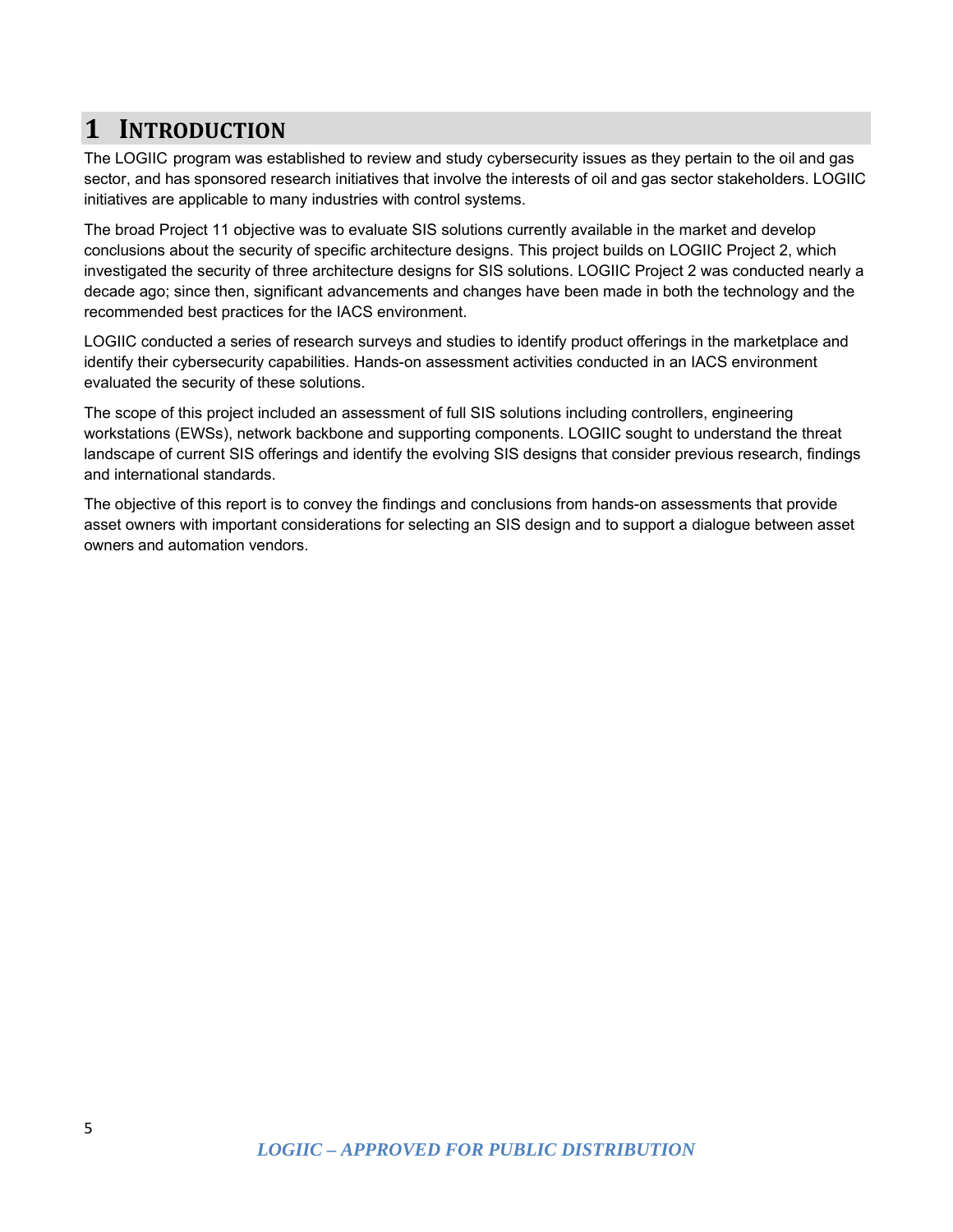# 1 INTRODUCTION

The LOGIIC program was established to review and study cybersecurity issues as they pertain to the oil and gas sector, and has sponsored research initiatives that involve the interests of oil and gas sector stakeholders. LOGIIC initiatives are applicable to many industries with control systems.

The broad Project 11 objective was to evaluate SIS solutions currently available in the market and develop conclusions about the security of specific architecture designs. This project builds on LOGIIC Project 2, which investigated the security of three architecture designs for SIS solutions. LOGIIC Project 2 was conducted nearly a decade ago; since then, significant advancements and changes have been made in both the technology and the recommended best practices for the IACS environment.

LOGIIC conducted a series of research surveys and studies to identify product offerings in the marketplace and identify their cybersecurity capabilities. Hands-on assessment activities conducted in an IACS environment evaluated the security of these solutions.

The scope of this project included an assessment of full SIS solutions including controllers, engineering workstations (EWSs), network backbone and supporting components. LOGIIC sought to understand the threat landscape of current SIS offerings and identify the evolving SIS designs that consider previous research, findings and international standards.

The objective of this report is to convey the findings and conclusions from hands-on assessments that provide asset owners with important considerations for selecting an SIS design and to support a dialogue between asset owners and automation vendors.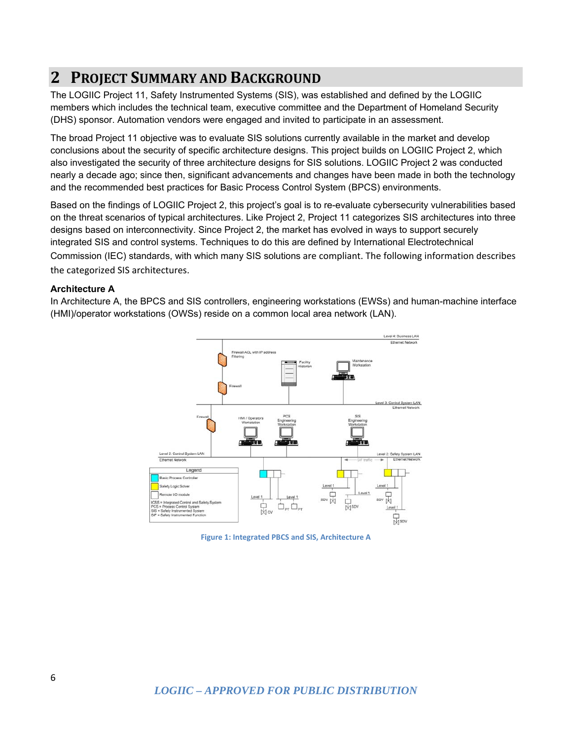# 2 Project Summary and Background

The LOGIIC Project 11, Safety Instrumented Systems (SIS), was established and defined by the LOGIIC members which includes the technical team, executive committee and the Department of Homeland Security (DHS) sponsor. Automation vendors were engaged and invited to participate in an assessment.

The broad Project 11 objective was to evaluate SIS solutions currently available in the market and develop conclusions about the security of specific architecture designs. This project builds on LOGIIC Project 2, which also investigated the security of three architecture designs for SIS solutions. LOGIIC Project 2 was conducted nearly a decade ago; since then, significant advancements and changes have been made in both the technology and the recommended best practices for Basic Process Control System (BPCS) environments.

Based on the findings of LOGIIC Project 2, this project's goal is to re-evaluate cybersecurity vulnerabilities based on the threat scenarios of typical architectures. Like Project 2, Project 11 categorizes SIS architectures into three designs based on interconnectivity. Since Project 2, the market has evolved in ways to support securely integrated SIS and control systems. Techniques to do this are defined by International Electrotechnical Commission (IEC) standards, with which many SIS solutions are compliant. The following information describes the categorized SIS architectures.

**Architecture A**

In Architecture A, the BPCS and SIS controllers, engineering workstations (EWSs) and human-machine interface (HMI)/operator workstations (OWSs) reside on a common local area network (LAN).

Figure 1: Integrated PBCS and SIS, Architecture A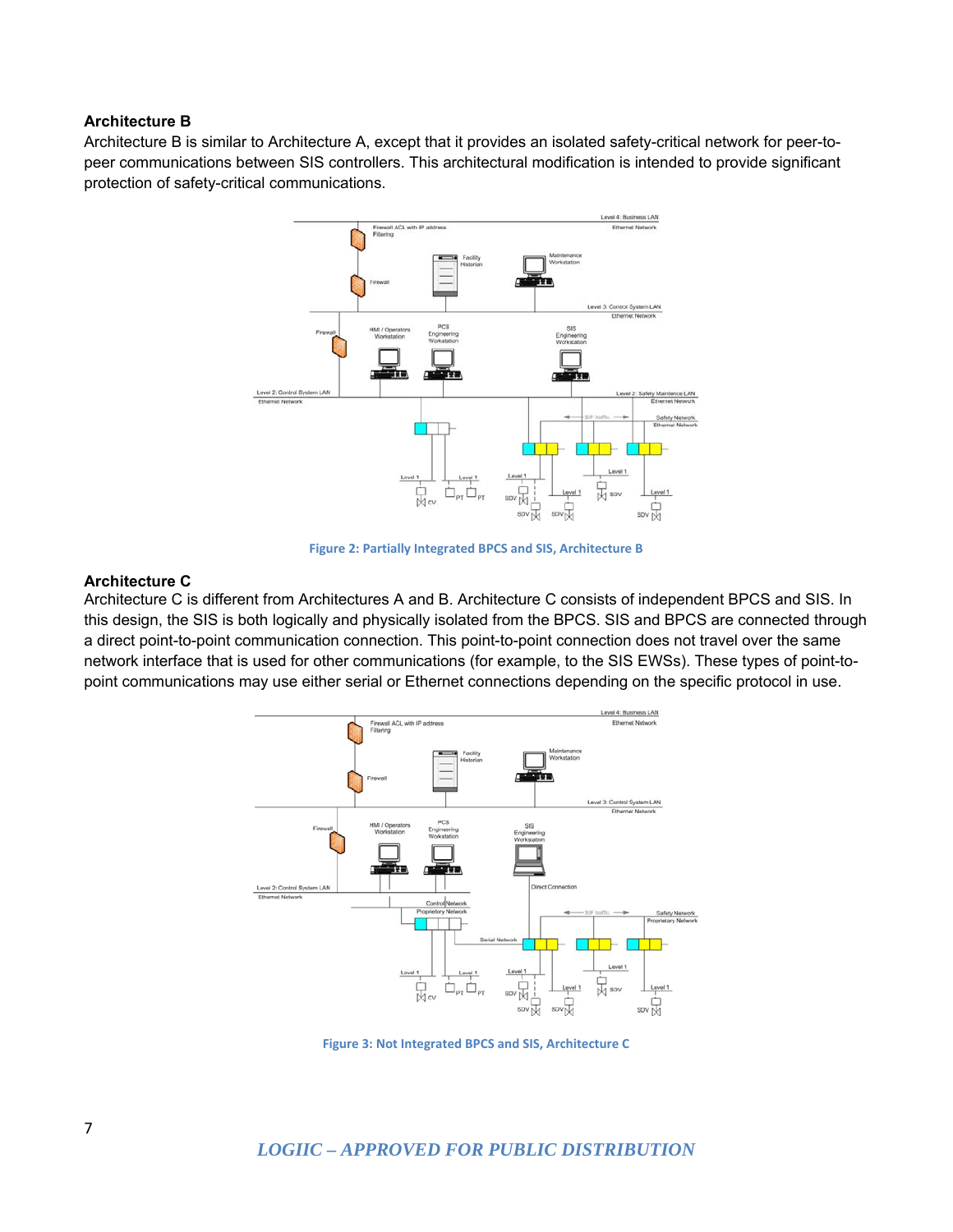### Architecture B

Architecture B is similar to Architecture A, except that it provides an isolated safety-critical network for peer-to-peer communications between SIS controllers. This architectural modification is intended to provide significant protection of safety-critical communications.

Figure 2: Partially Integrated BPCS and SIS, Architecture B

### Architecture C

Architecture C is different from Architectures A and B. Architecture C consists of independent BPCS and SIS. In this design, the SIS is both logically and physically isolated from the BPCS. SIS and BPCS are connected through a direct point-to-point communication connection. This point-to-point connection does not travel over the same network interface that is used for other communications (for example, to the SIS EWSs). These types of point-to-point communications may use either serial or Ethernet connections depending on the specific protocol in use.

Figure 3: Not Integrated BPCS and SIS, Architecture C

*LOGIIC – APPROVED FOR PUBLIC DISTRIBUTION*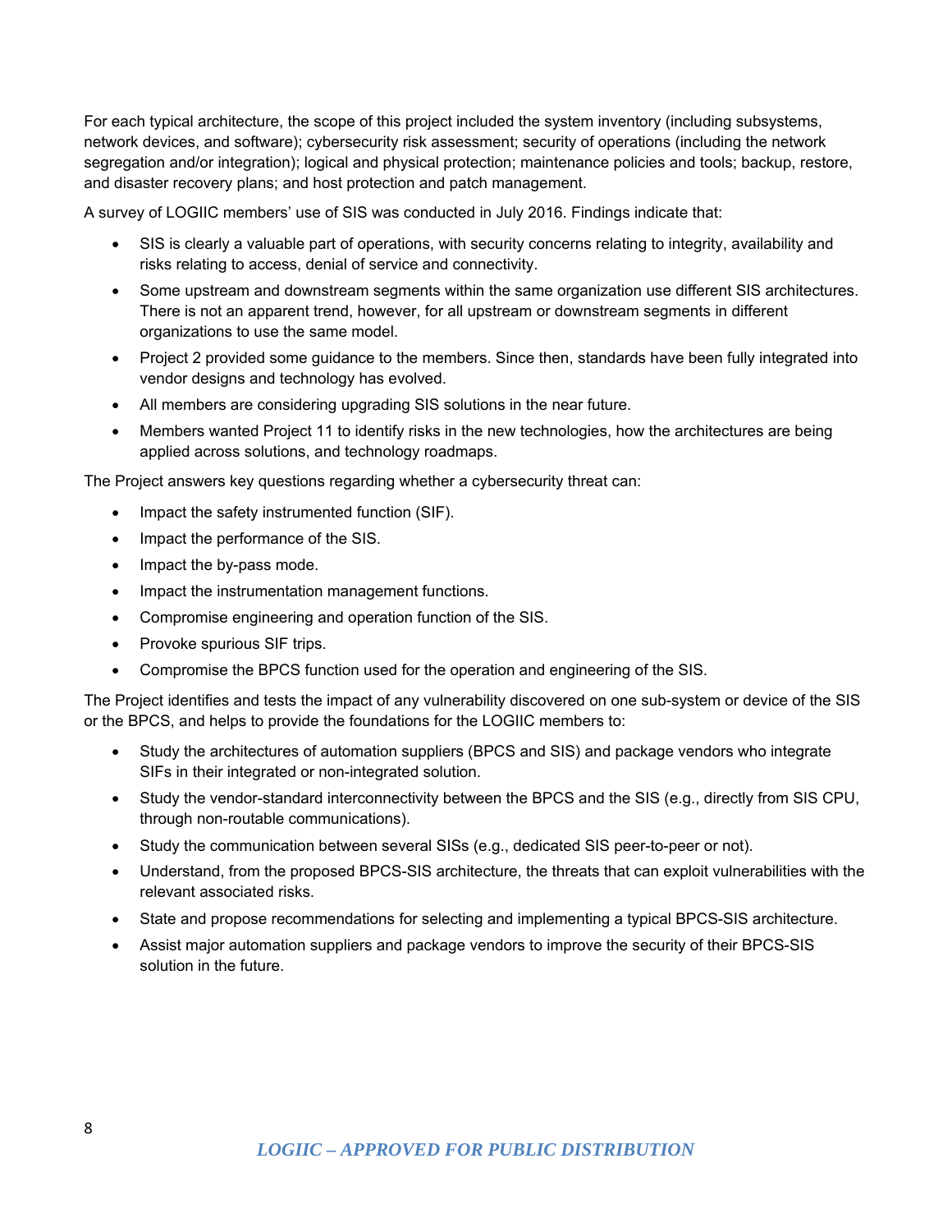For each typical architecture, the scope of this project included the system inventory (including subsystems, network devices, and software); cybersecurity risk assessment; security of operations (including the network segregation and/or integration); logical and physical protection; maintenance policies and tools; backup, restore, and disaster recovery plans; and host protection and patch management.

A survey of LOGIIC members' use of SIS was conducted in July 2016. Findings indicate that:

- SIS is clearly a valuable part of operations, with security concerns relating to integrity, availability and risks relating to access, denial of service and connectivity.
- Some upstream and downstream segments within the same organization use different SIS architectures. There is not an apparent trend, however, for all upstream or downstream segments in different organizations to use the same model.
- Project 2 provided some guidance to the members. Since then, standards have been fully integrated into vendor designs and technology has evolved.
- All members are considering upgrading SIS solutions in the near future.
- Members wanted Project 11 to identify risks in the new technologies, how the architectures are being applied across solutions, and technology roadmaps.

The Project answers key questions regarding whether a cybersecurity threat can:

- Impact the safety instrumented function (SIF).
- Impact the performance of the SIS.
- Impact the by-pass mode.
- Impact the instrumentation management functions.
- Compromise engineering and operation function of the SIS.
- Provoke spurious SIF trips.
- Compromise the BPCS function used for the operation and engineering of the SIS.

The Project identifies and tests the impact of any vulnerability discovered on one sub-system or device of the SIS or the BPCS, and helps to provide the foundations for the LOGIIC members to:

- Study the architectures of automation suppliers (BPCS and SIS) and package vendors who integrate SIFs in their integrated or non-integrated solution.
- Study the vendor-standard interconnectivity between the BPCS and the SIS (e.g., directly from SIS CPU, through non-routable communications).
- Study the communication between several SISs (e.g., dedicated SIS peer-to-peer or not).
- Understand, from the proposed BPCS-SIS architecture, the threats that can exploit vulnerabilities with the relevant associated risks.
- State and propose recommendations for selecting and implementing a typical BPCS-SIS architecture.
- Assist major automation suppliers and package vendors to improve the security of their BPCS-SIS solution in the future.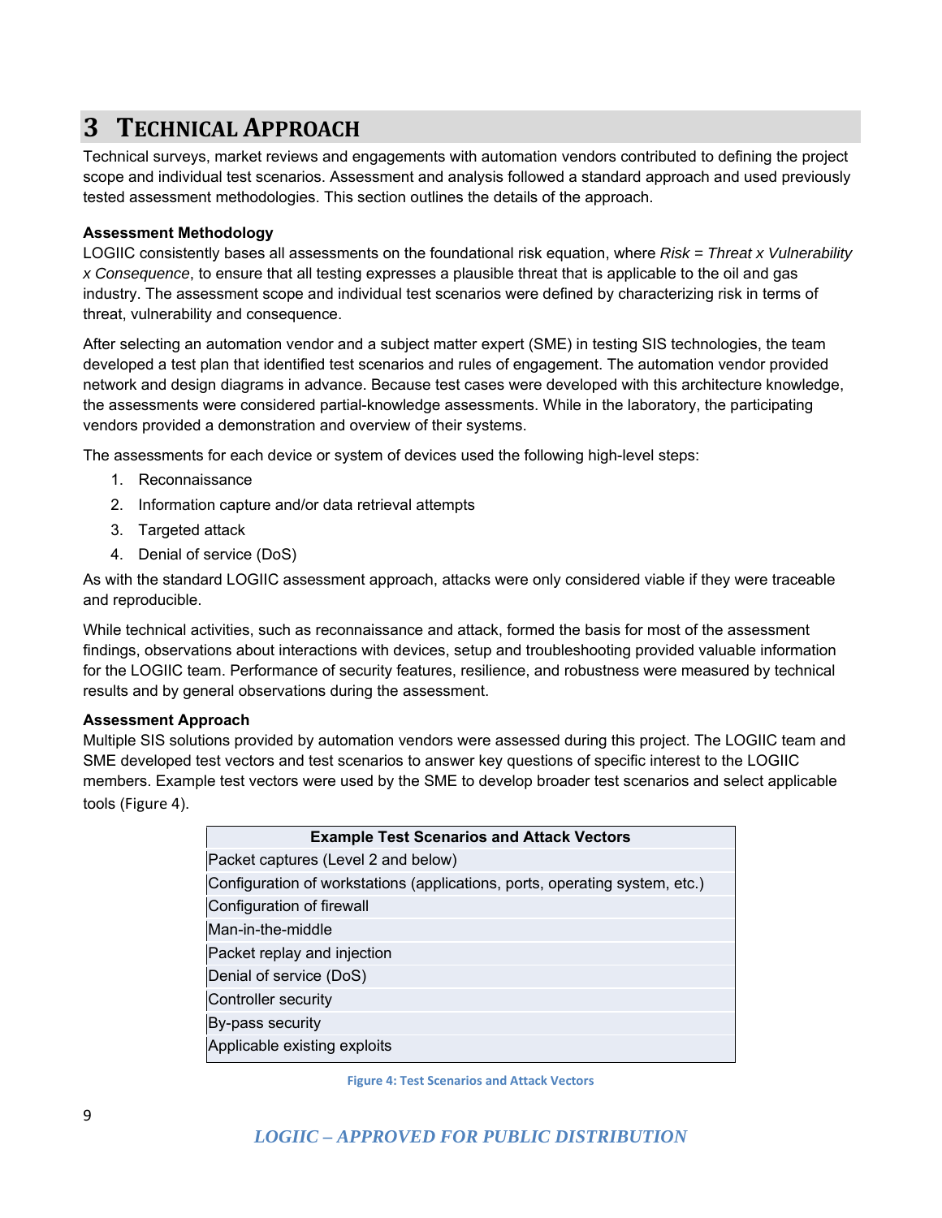# 3 TECHNICAL APPROACH

Technical surveys, market reviews and engagements with automation vendors contributed to defining the project scope and individual test scenarios. Assessment and analysis followed a standard approach and used previously tested assessment methodologies. This section outlines the details of the approach.

**Assessment Methodology**

LOGIIC consistently bases all assessments on the foundational risk equation, where *Risk = Threat x Vulnerability x Consequence*, to ensure that all testing expresses a plausible threat that is applicable to the oil and gas industry. The assessment scope and individual test scenarios were defined by characterizing risk in terms of threat, vulnerability and consequence.

After selecting an automation vendor and a subject matter expert (SME) in testing SIS technologies, the team developed a test plan that identified test scenarios and rules of engagement. The automation vendor provided network and design diagrams in advance. Because test cases were developed with this architecture knowledge, the assessments were considered partial-knowledge assessments. While in the laboratory, the participating vendors provided a demonstration and overview of their systems.

The assessments for each device or system of devices used the following high-level steps:

1. Reconnaissance
2. Information capture and/or data retrieval attempts
3. Targeted attack
4. Denial of service (DoS)

As with the standard LOGIIC assessment approach, attacks were only considered viable if they were traceable and reproducible.

While technical activities, such as reconnaissance and attack, formed the basis for most of the assessment findings, observations about interactions with devices, setup and troubleshooting provided valuable information for the LOGIIC team. Performance of security features, resilience, and robustness were measured by technical results and by general observations during the assessment.

**Assessment Approach**

Multiple SIS solutions provided by automation vendors were assessed during this project. The LOGIIC team and SME developed test vectors and test scenarios to answer key questions of specific interest to the LOGIIC members. Example test vectors were used by the SME to develop broader test scenarios and select applicable tools (Figure 4).

| Example Test Scenarios and Attack Vectors |
|---|
| Packet captures (Level 2 and below) |
| Configuration of workstations (applications, ports, operating system, etc.) |
| Configuration of firewall |
| Man-in-the-middle |
| Packet replay and injection |
| Denial of service (DoS) |
| Controller security |
| By-pass security |
| Applicable existing exploits |

Figure 4: Test Scenarios and Attack Vectors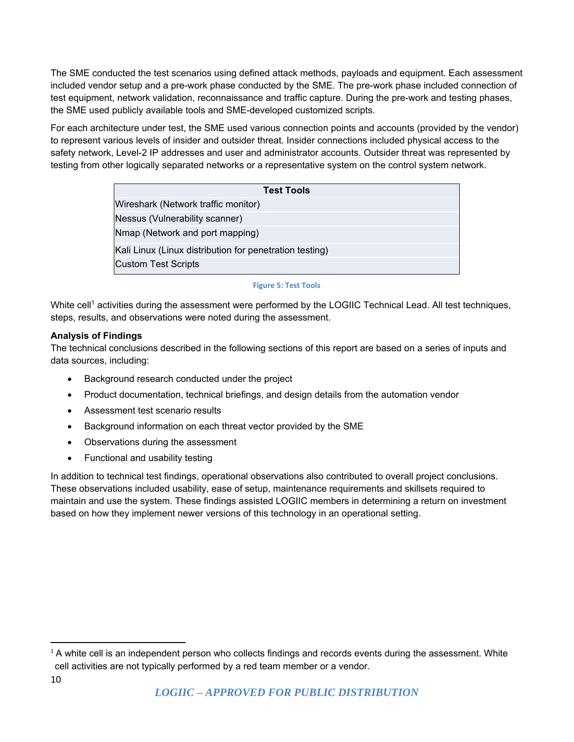The SME conducted the test scenarios using defined attack methods, payloads and equipment. Each assessment included vendor setup and a pre-work phase conducted by the SME. The pre-work phase included connection of test equipment, network validation, reconnaissance and traffic capture. During the pre-work and testing phases, the SME used publicly available tools and SME-developed customized scripts.

For each architecture under test, the SME used various connection points and accounts (provided by the vendor) to represent various levels of insider and outsider threat. Insider connections included physical access to the safety network, Level-2 IP addresses and user and administrator accounts. Outsider threat was represented by testing from other logically separated networks or a representative system on the control system network.

| Test Tools |
| --- |
| Wireshark (Network traffic monitor) |
| Nessus (Vulnerability scanner) |
| Nmap (Network and port mapping) |
| Kali Linux (Linux distribution for penetration testing) |
| Custom Test Scripts |

Figure 5: Test Tools

White cell[1] activities during the assessment were performed by the LOGIIC Technical Lead. All test techniques, steps, results, and observations were noted during the assessment.

**Analysis of Findings**

The technical conclusions described in the following sections of this report are based on a series of inputs and data sources, including:

- Background research conducted under the project
- Product documentation, technical briefings, and design details from the automation vendor
- Assessment test scenario results
- Background information on each threat vector provided by the SME
- Observations during the assessment
- Functional and usability testing

In addition to technical test findings, operational observations also contributed to overall project conclusions. These observations included usability, ease of setup, maintenance requirements and skillsets required to maintain and use the system. These findings assisted LOGIIC members in determining a return on investment based on how they implement newer versions of this technology in an operational setting.

[1] A white cell is an independent person who collects findings and records events during the assessment. White cell activities are not typically performed by a red team member or a vendor.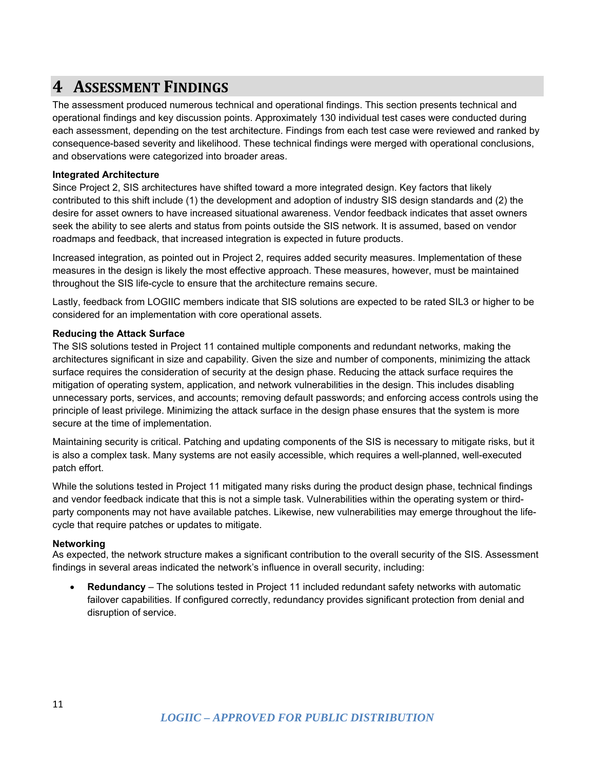# 4 Assessment Findings

The assessment produced numerous technical and operational findings. This section presents technical and operational findings and key discussion points. Approximately 130 individual test cases were conducted during each assessment, depending on the test architecture. Findings from each test case were reviewed and ranked by consequence-based severity and likelihood. These technical findings were merged with operational conclusions, and observations were categorized into broader areas.

**Integrated Architecture**

Since Project 2, SIS architectures have shifted toward a more integrated design. Key factors that likely contributed to this shift include (1) the development and adoption of industry SIS design standards and (2) the desire for asset owners to have increased situational awareness. Vendor feedback indicates that asset owners seek the ability to see alerts and status from points outside the SIS network. It is assumed, based on vendor roadmaps and feedback, that increased integration is expected in future products.

Increased integration, as pointed out in Project 2, requires added security measures. Implementation of these measures in the design is likely the most effective approach. These measures, however, must be maintained throughout the SIS life-cycle to ensure that the architecture remains secure.

Lastly, feedback from LOGIIC members indicate that SIS solutions are expected to be rated SIL3 or higher to be considered for an implementation with core operational assets.

**Reducing the Attack Surface**

The SIS solutions tested in Project 11 contained multiple components and redundant networks, making the architectures significant in size and capability. Given the size and number of components, minimizing the attack surface requires the consideration of security at the design phase. Reducing the attack surface requires the mitigation of operating system, application, and network vulnerabilities in the design. This includes disabling unnecessary ports, services, and accounts; removing default passwords; and enforcing access controls using the principle of least privilege. Minimizing the attack surface in the design phase ensures that the system is more secure at the time of implementation.

Maintaining security is critical. Patching and updating components of the SIS is necessary to mitigate risks, but it is also a complex task. Many systems are not easily accessible, which requires a well-planned, well-executed patch effort.

While the solutions tested in Project 11 mitigated many risks during the product design phase, technical findings and vendor feedback indicate that this is not a simple task. Vulnerabilities within the operating system or third-party components may not have available patches. Likewise, new vulnerabilities may emerge throughout the life-cycle that require patches or updates to mitigate.

**Networking**

As expected, the network structure makes a significant contribution to the overall security of the SIS. Assessment findings in several areas indicated the network's influence in overall security, including:

- **Redundancy** – The solutions tested in Project 11 included redundant safety networks with automatic failover capabilities. If configured correctly, redundancy provides significant protection from denial and disruption of service.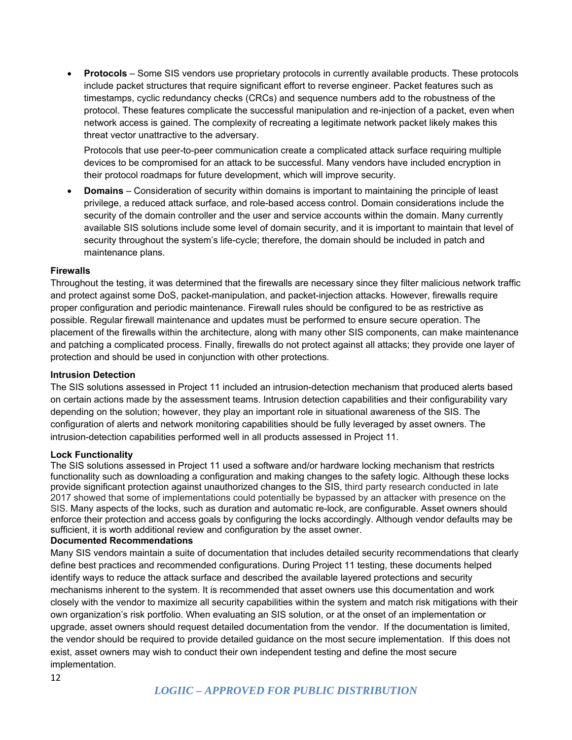- **Protocols** – Some SIS vendors use proprietary protocols in currently available products. These protocols include packet structures that require significant effort to reverse engineer. Packet features such as timestamps, cyclic redundancy checks (CRCs) and sequence numbers add to the robustness of the protocol. These features complicate the successful manipulation and re-injection of a packet, even when network access is gained. The complexity of recreating a legitimate network packet likely makes this threat vector unattractive to the adversary.

  Protocols that use peer-to-peer communication create a complicated attack surface requiring multiple devices to be compromised for an attack to be successful. Many vendors have included encryption in their protocol roadmaps for future development, which will improve security.

- **Domains** – Consideration of security within domains is important to maintaining the principle of least privilege, a reduced attack surface, and role-based access control. Domain considerations include the security of the domain controller and the user and service accounts within the domain. Many currently available SIS solutions include some level of domain security, and it is important to maintain that level of security throughout the system's life-cycle; therefore, the domain should be included in patch and maintenance plans.

**Firewalls**

Throughout the testing, it was determined that the firewalls are necessary since they filter malicious network traffic and protect against some DoS, packet-manipulation, and packet-injection attacks. However, firewalls require proper configuration and periodic maintenance. Firewall rules should be configured to be as restrictive as possible. Regular firewall maintenance and updates must be performed to ensure secure operation. The placement of the firewalls within the architecture, along with many other SIS components, can make maintenance and patching a complicated process. Finally, firewalls do not protect against all attacks; they provide one layer of protection and should be used in conjunction with other protections.

**Intrusion Detection**

The SIS solutions assessed in Project 11 included an intrusion-detection mechanism that produced alerts based on certain actions made by the assessment teams. Intrusion detection capabilities and their configurability vary depending on the solution; however, they play an important role in situational awareness of the SIS. The configuration of alerts and network monitoring capabilities should be fully leveraged by asset owners. The intrusion-detection capabilities performed well in all products assessed in Project 11.

**Lock Functionality**

The SIS solutions assessed in Project 11 used a software and/or hardware locking mechanism that restricts functionality such as downloading a configuration and making changes to the safety logic. Although these locks provide significant protection against unauthorized changes to the SIS, third party research conducted in late 2017 showed that some of implementations could potentially be bypassed by an attacker with presence on the SIS. Many aspects of the locks, such as duration and automatic re-lock, are configurable. Asset owners should enforce their protection and access goals by configuring the locks accordingly. Although vendor defaults may be sufficient, it is worth additional review and configuration by the asset owner.

**Documented Recommendations**

Many SIS vendors maintain a suite of documentation that includes detailed security recommendations that clearly define best practices and recommended configurations. During Project 11 testing, these documents helped identify ways to reduce the attack surface and described the available layered protections and security mechanisms inherent to the system. It is recommended that asset owners use this documentation and work closely with the vendor to maximize all security capabilities within the system and match risk mitigations with their own organization's risk portfolio. When evaluating an SIS solution, or at the onset of an implementation or upgrade, asset owners should request detailed documentation from the vendor. If the documentation is limited, the vendor should be required to provide detailed guidance on the most secure implementation. If this does not exist, asset owners may wish to conduct their own independent testing and define the most secure implementation.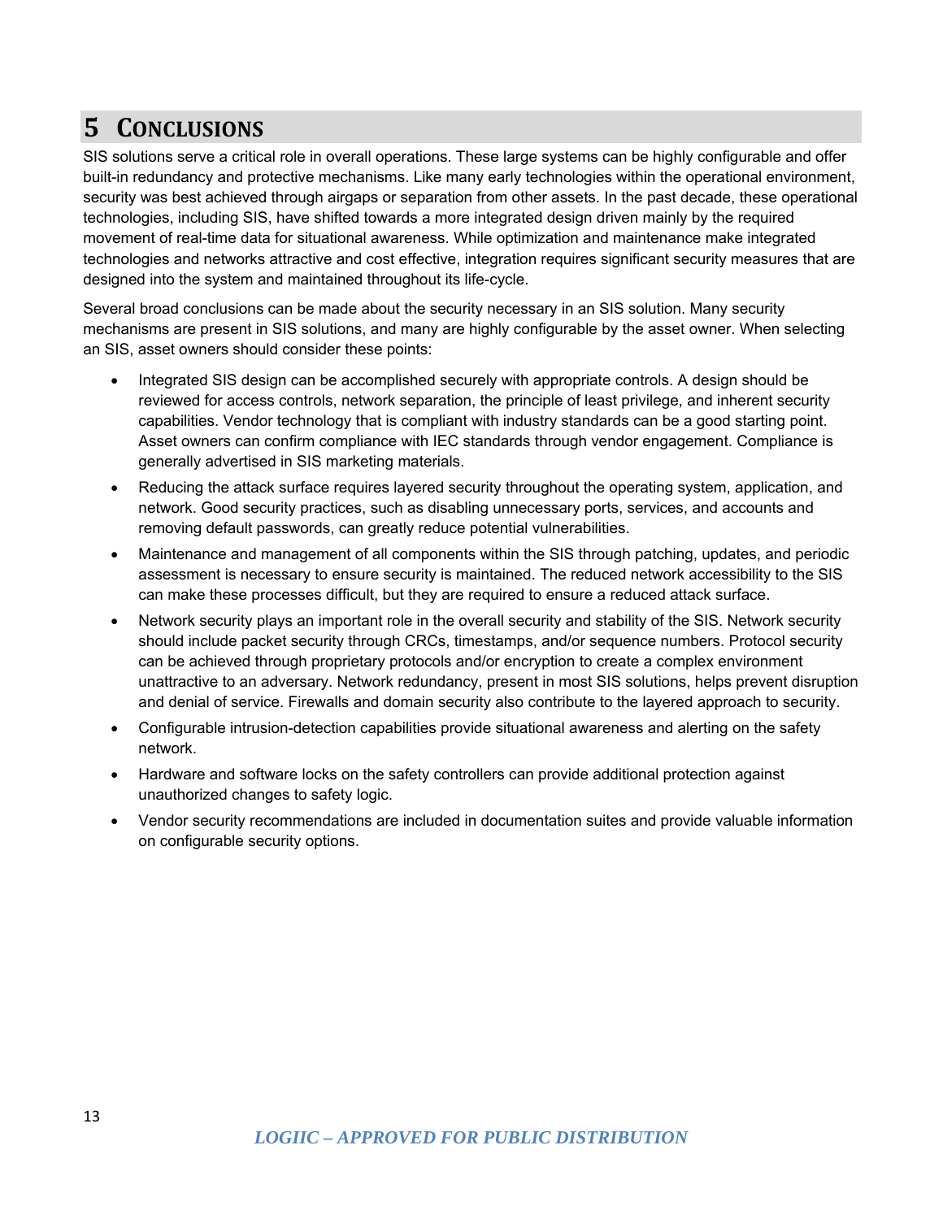# 5 Conclusions

SIS solutions serve a critical role in overall operations. These large systems can be highly configurable and offer built-in redundancy and protective mechanisms. Like many early technologies within the operational environment, security was best achieved through airgaps or separation from other assets. In the past decade, these operational technologies, including SIS, have shifted towards a more integrated design driven mainly by the required movement of real-time data for situational awareness. While optimization and maintenance make integrated technologies and networks attractive and cost effective, integration requires significant security measures that are designed into the system and maintained throughout its life-cycle.

Several broad conclusions can be made about the security necessary in an SIS solution. Many security mechanisms are present in SIS solutions, and many are highly configurable by the asset owner. When selecting an SIS, asset owners should consider these points:

- Integrated SIS design can be accomplished securely with appropriate controls. A design should be reviewed for access controls, network separation, the principle of least privilege, and inherent security capabilities. Vendor technology that is compliant with industry standards can be a good starting point. Asset owners can confirm compliance with IEC standards through vendor engagement. Compliance is generally advertised in SIS marketing materials.
- Reducing the attack surface requires layered security throughout the operating system, application, and network. Good security practices, such as disabling unnecessary ports, services, and accounts and removing default passwords, can greatly reduce potential vulnerabilities.
- Maintenance and management of all components within the SIS through patching, updates, and periodic assessment is necessary to ensure security is maintained. The reduced network accessibility to the SIS can make these processes difficult, but they are required to ensure a reduced attack surface.
- Network security plays an important role in the overall security and stability of the SIS. Network security should include packet security through CRCs, timestamps, and/or sequence numbers. Protocol security can be achieved through proprietary protocols and/or encryption to create a complex environment unattractive to an adversary. Network redundancy, present in most SIS solutions, helps prevent disruption and denial of service. Firewalls and domain security also contribute to the layered approach to security.
- Configurable intrusion-detection capabilities provide situational awareness and alerting on the safety network.
- Hardware and software locks on the safety controllers can provide additional protection against unauthorized changes to safety logic.
- Vendor security recommendations are included in documentation suites and provide valuable information on configurable security options.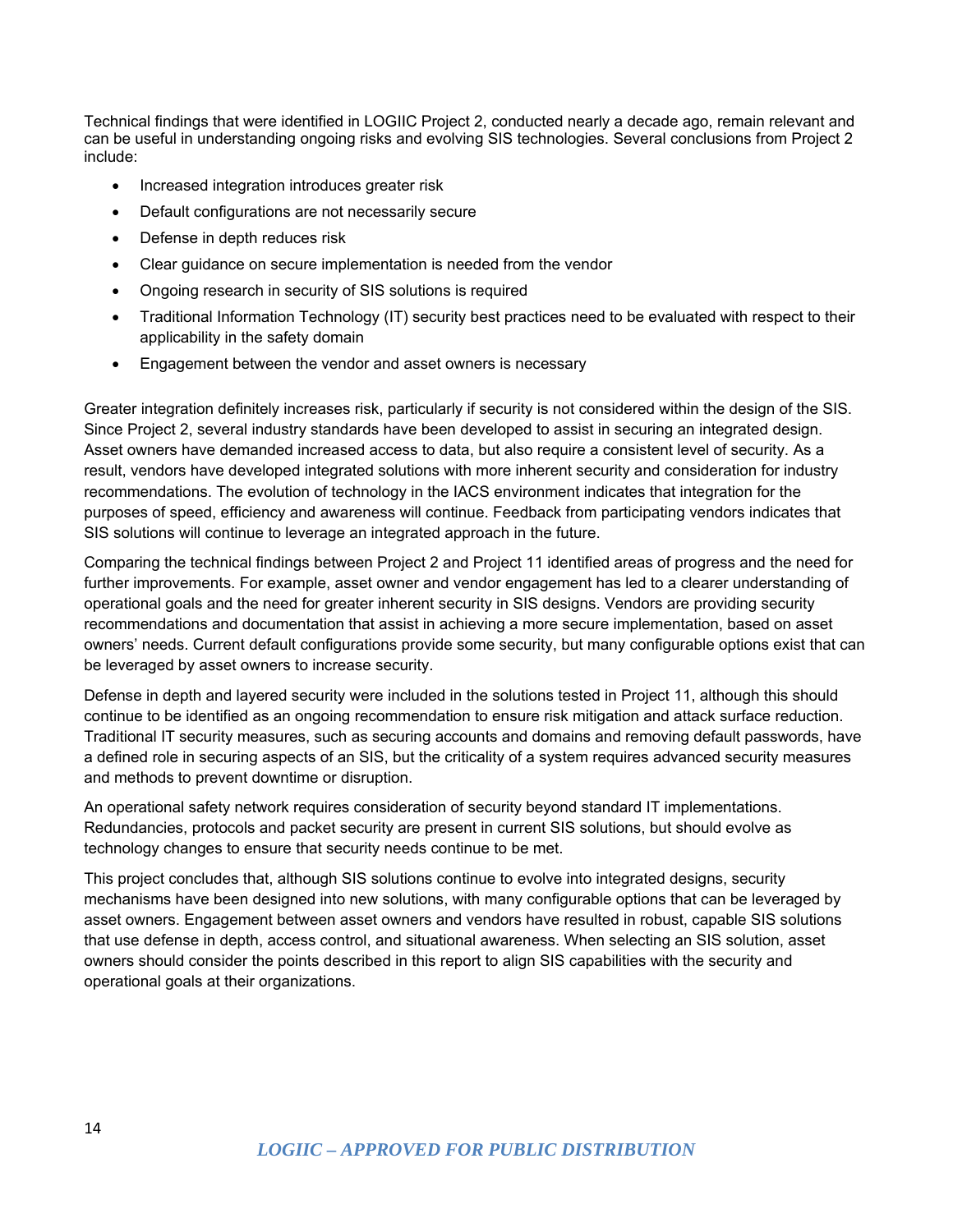Technical findings that were identified in LOGIIC Project 2, conducted nearly a decade ago, remain relevant and can be useful in understanding ongoing risks and evolving SIS technologies. Several conclusions from Project 2 include:

- Increased integration introduces greater risk
- Default configurations are not necessarily secure
- Defense in depth reduces risk
- Clear guidance on secure implementation is needed from the vendor
- Ongoing research in security of SIS solutions is required
- Traditional Information Technology (IT) security best practices need to be evaluated with respect to their applicability in the safety domain
- Engagement between the vendor and asset owners is necessary

Greater integration definitely increases risk, particularly if security is not considered within the design of the SIS. Since Project 2, several industry standards have been developed to assist in securing an integrated design. Asset owners have demanded increased access to data, but also require a consistent level of security. As a result, vendors have developed integrated solutions with more inherent security and consideration for industry recommendations. The evolution of technology in the IACS environment indicates that integration for the purposes of speed, efficiency and awareness will continue. Feedback from participating vendors indicates that SIS solutions will continue to leverage an integrated approach in the future.

Comparing the technical findings between Project 2 and Project 11 identified areas of progress and the need for further improvements. For example, asset owner and vendor engagement has led to a clearer understanding of operational goals and the need for greater inherent security in SIS designs. Vendors are providing security recommendations and documentation that assist in achieving a more secure implementation, based on asset owners' needs. Current default configurations provide some security, but many configurable options exist that can be leveraged by asset owners to increase security.

Defense in depth and layered security were included in the solutions tested in Project 11, although this should continue to be identified as an ongoing recommendation to ensure risk mitigation and attack surface reduction. Traditional IT security measures, such as securing accounts and domains and removing default passwords, have a defined role in securing aspects of an SIS, but the criticality of a system requires advanced security measures and methods to prevent downtime or disruption.

An operational safety network requires consideration of security beyond standard IT implementations. Redundancies, protocols and packet security are present in current SIS solutions, but should evolve as technology changes to ensure that security needs continue to be met.

This project concludes that, although SIS solutions continue to evolve into integrated designs, security mechanisms have been designed into new solutions, with many configurable options that can be leveraged by asset owners. Engagement between asset owners and vendors have resulted in robust, capable SIS solutions that use defense in depth, access control, and situational awareness. When selecting an SIS solution, asset owners should consider the points described in this report to align SIS capabilities with the security and operational goals at their organizations.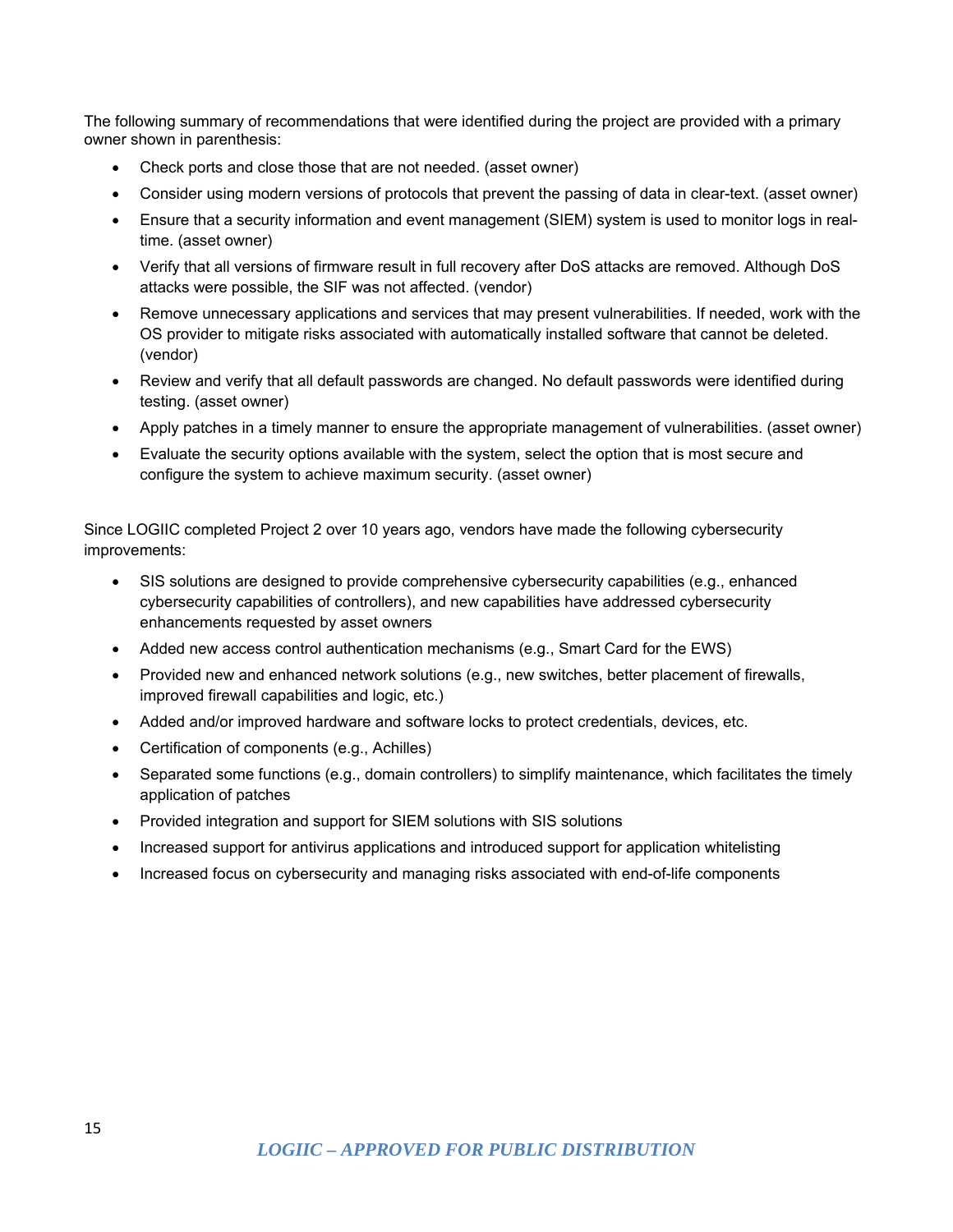The following summary of recommendations that were identified during the project are provided with a primary owner shown in parenthesis:

- Check ports and close those that are not needed. (asset owner)
- Consider using modern versions of protocols that prevent the passing of data in clear-text. (asset owner)
- Ensure that a security information and event management (SIEM) system is used to monitor logs in real-time. (asset owner)
- Verify that all versions of firmware result in full recovery after DoS attacks are removed. Although DoS attacks were possible, the SIF was not affected. (vendor)
- Remove unnecessary applications and services that may present vulnerabilities. If needed, work with the OS provider to mitigate risks associated with automatically installed software that cannot be deleted. (vendor)
- Review and verify that all default passwords are changed. No default passwords were identified during testing. (asset owner)
- Apply patches in a timely manner to ensure the appropriate management of vulnerabilities. (asset owner)
- Evaluate the security options available with the system, select the option that is most secure and configure the system to achieve maximum security. (asset owner)

Since LOGIIC completed Project 2 over 10 years ago, vendors have made the following cybersecurity improvements:

- SIS solutions are designed to provide comprehensive cybersecurity capabilities (e.g., enhanced cybersecurity capabilities of controllers), and new capabilities have addressed cybersecurity enhancements requested by asset owners
- Added new access control authentication mechanisms (e.g., Smart Card for the EWS)
- Provided new and enhanced network solutions (e.g., new switches, better placement of firewalls, improved firewall capabilities and logic, etc.)
- Added and/or improved hardware and software locks to protect credentials, devices, etc.
- Certification of components (e.g., Achilles)
- Separated some functions (e.g., domain controllers) to simplify maintenance, which facilitates the timely application of patches
- Provided integration and support for SIEM solutions with SIS solutions
- Increased support for antivirus applications and introduced support for application whitelisting
- Increased focus on cybersecurity and managing risks associated with end-of-life components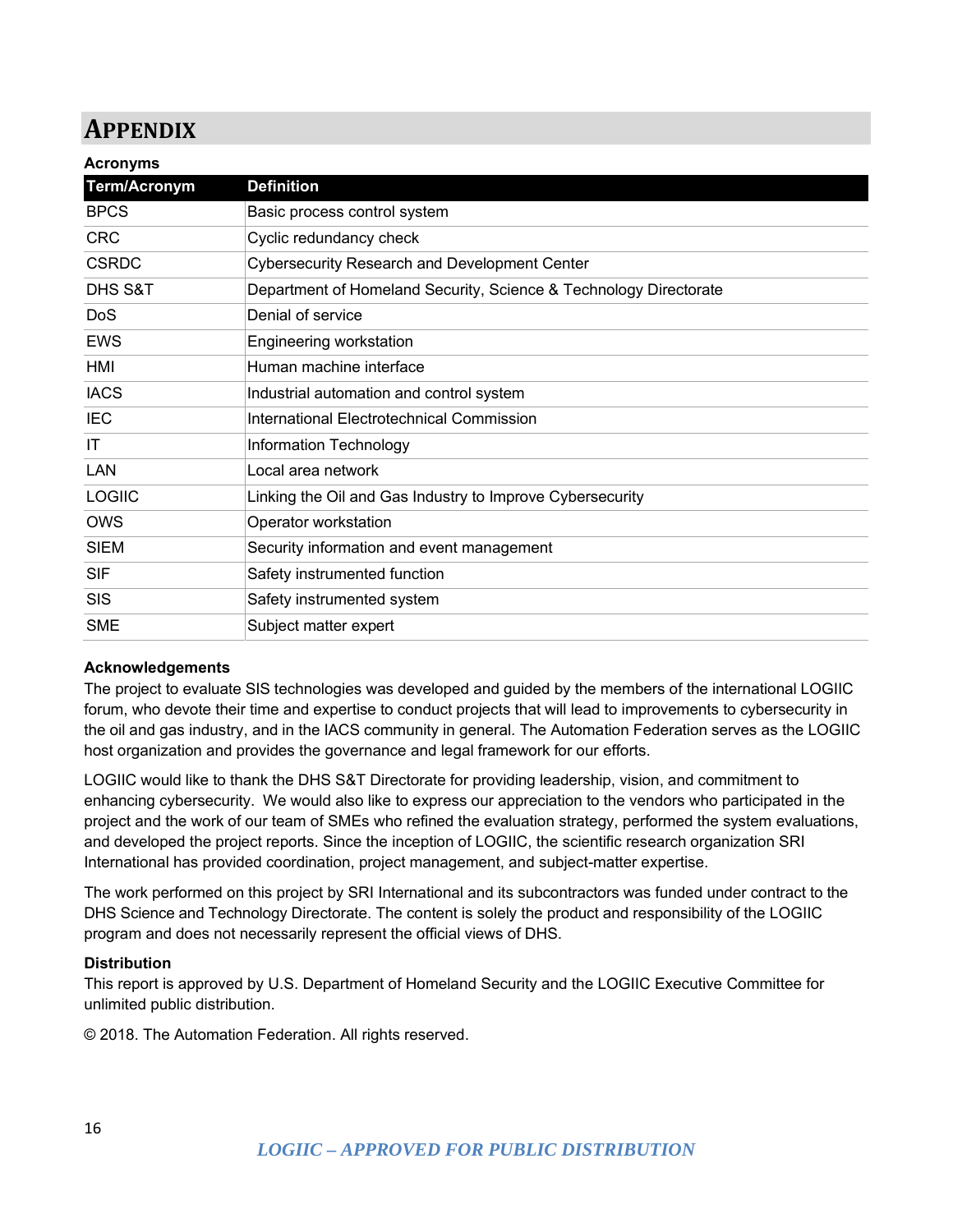# APPENDIX

### Acronyms

| Term/Acronym | Definition |
|---|---|
| BPCS | Basic process control system |
| CRC | Cyclic redundancy check |
| CSRDC | Cybersecurity Research and Development Center |
| DHS S&T | Department of Homeland Security, Science & Technology Directorate |
| DoS | Denial of service |
| EWS | Engineering workstation |
| HMI | Human machine interface |
| IACS | Industrial automation and control system |
| IEC | International Electrotechnical Commission |
| IT | Information Technology |
| LAN | Local area network |
| LOGIIC | Linking the Oil and Gas Industry to Improve Cybersecurity |
| OWS | Operator workstation |
| SIEM | Security information and event management |
| SIF | Safety instrumented function |
| SIS | Safety instrumented system |
| SME | Subject matter expert |

### Acknowledgements

The project to evaluate SIS technologies was developed and guided by the members of the international LOGIIC forum, who devote their time and expertise to conduct projects that will lead to improvements to cybersecurity in the oil and gas industry, and in the IACS community in general. The Automation Federation serves as the LOGIIC host organization and provides the governance and legal framework for our efforts.

LOGIIC would like to thank the DHS S&T Directorate for providing leadership, vision, and commitment to enhancing cybersecurity. We would also like to express our appreciation to the vendors who participated in the project and the work of our team of SMEs who refined the evaluation strategy, performed the system evaluations, and developed the project reports. Since the inception of LOGIIC, the scientific research organization SRI International has provided coordination, project management, and subject-matter expertise.

The work performed on this project by SRI International and its subcontractors was funded under contract to the DHS Science and Technology Directorate. The content is solely the product and responsibility of the LOGIIC program and does not necessarily represent the official views of DHS.

### Distribution

This report is approved by U.S. Department of Homeland Security and the LOGIIC Executive Committee for unlimited public distribution.

© 2018. The Automation Federation. All rights reserved.